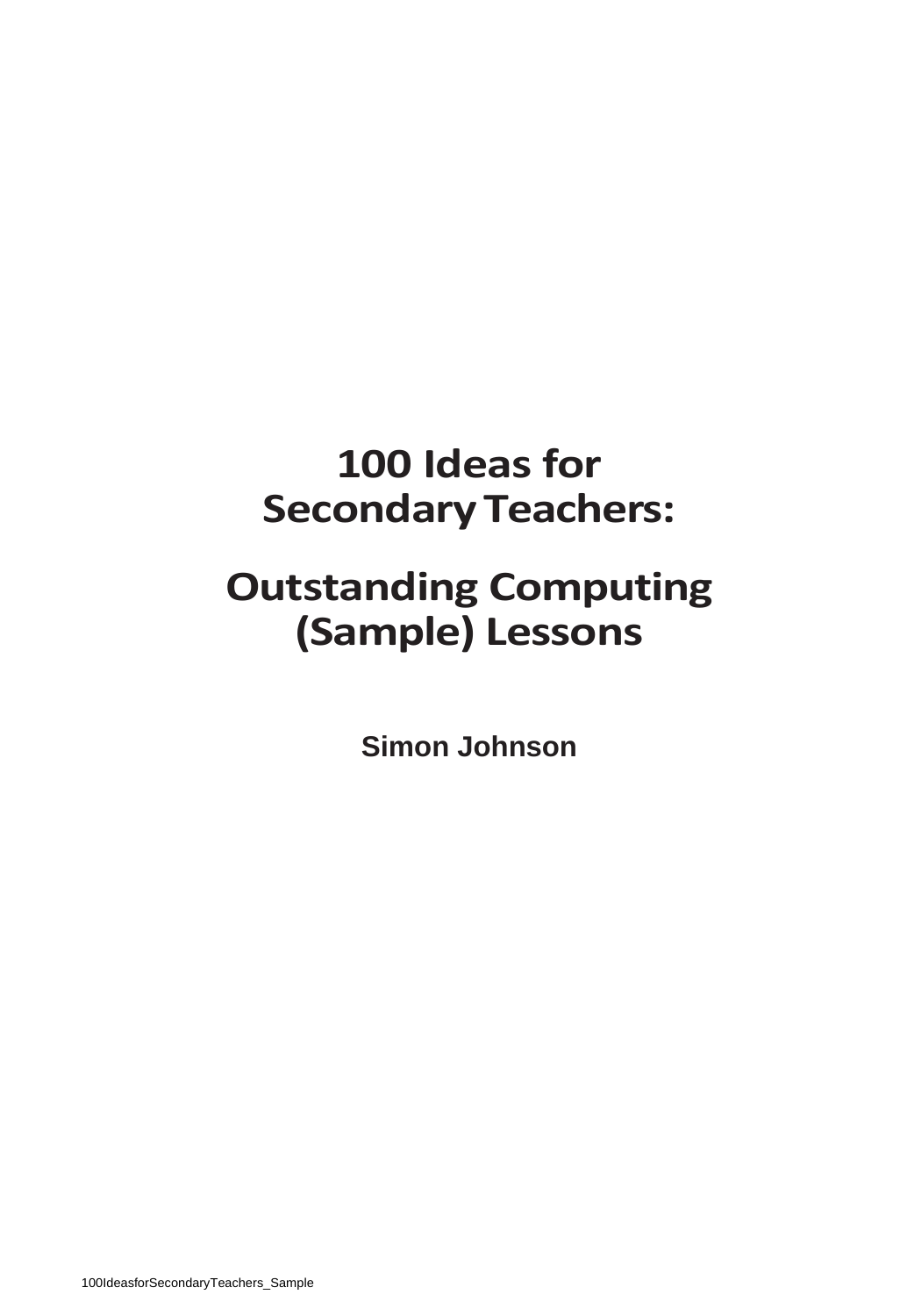# 100 Ideas for Secondary Teachers:

# Outstanding Computing (Sample) Lessons

**Simon Johnson**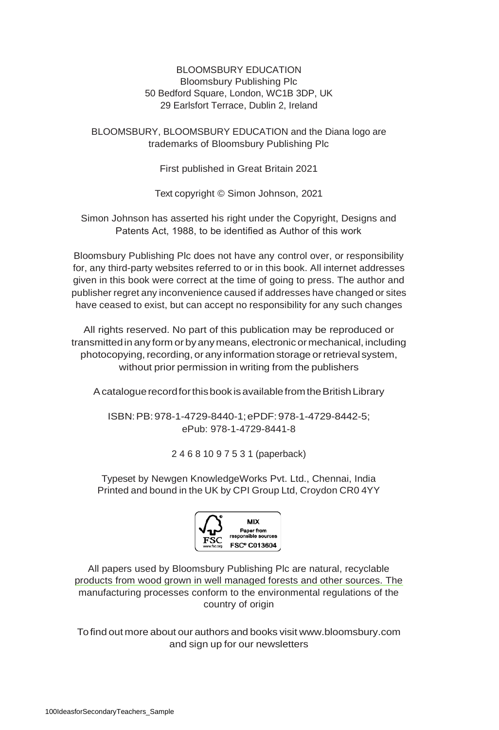BLOOMSBURY EDUCATION
Bloomsbury Publishing Plc
50 Bedford Square, London, WC1B 3DP, UK
29 Earlsfort Terrace, Dublin 2, Ireland

BLOOMSBURY, BLOOMSBURY EDUCATION and the Diana logo are trademarks of Bloomsbury Publishing Plc

First published in Great Britain 2021

Text copyright © Simon Johnson, 2021

Simon Johnson has asserted his right under the Copyright, Designs and Patents Act, 1988, to be identified as Author of this work

Bloomsbury Publishing Plc does not have any control over, or responsibility for, any third-party websites referred to or in this book. All internet addresses given in this book were correct at the time of going to press. The author and publisher regret any inconvenience caused if addresses have changed or sites have ceased to exist, but can accept no responsibility for any such changes

All rights reserved. No part of this publication may be reproduced or transmitted in any form or by any means, electronic or mechanical, including photocopying, recording, or any information storage or retrieval system, without prior permission in writing from the publishers

A catalogue record for this book is available from the British Library

ISBN: PB: 978-1-4729-8440-1; ePDF: 978-1-4729-8442-5; ePub: 978-1-4729-8441-8

2 4 6 8 10 9 7 5 3 1 (paperback)

Typeset by Newgen KnowledgeWorks Pvt. Ltd., Chennai, India
Printed and bound in the UK by CPI Group Ltd, Croydon CR0 4YY

FSC www.fsc.org MIX Paper from responsible sources FSC® C013604

All papers used by Bloomsbury Publishing Plc are natural, recyclable products from wood grown in well managed forests and other sources. The manufacturing processes conform to the environmental regulations of the country of origin

To find out more about our authors and books visit www.bloomsbury.com and sign up for our newsletters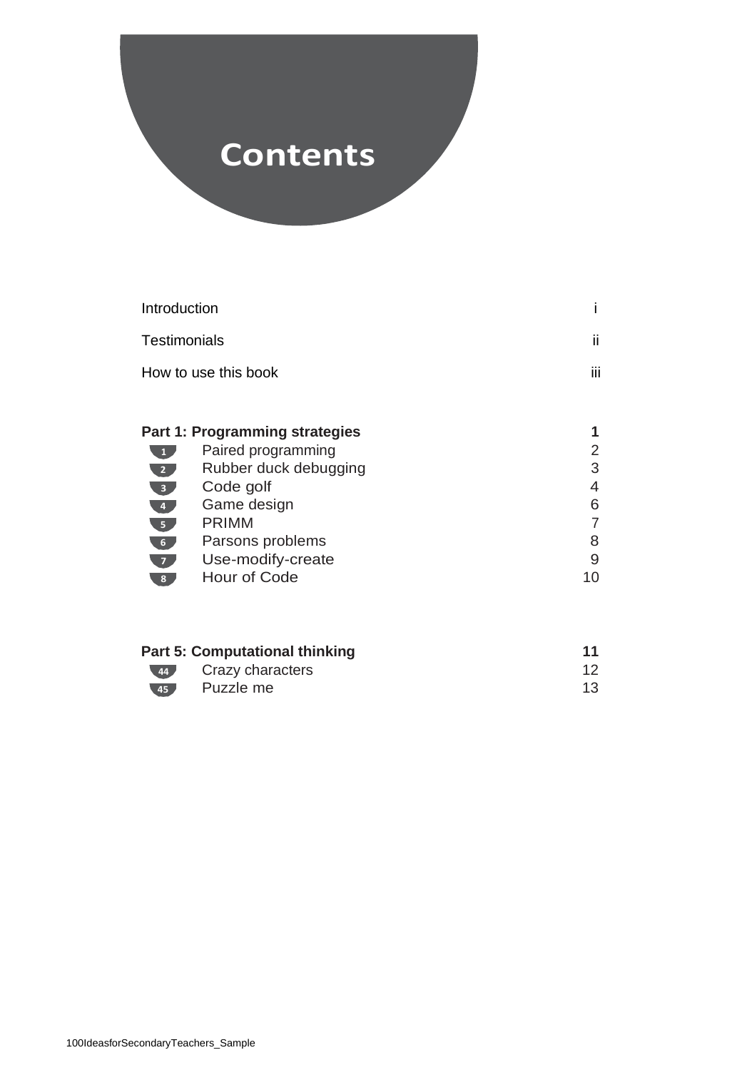# Contents

| | | |
|---|---|---|
| Introduction | | i |
| Testimonials | | ii |
| How to use this book | | iii |
| **Part 1: Programming strategies** | | **1** |
| 1 | Paired programming | 2 |
| 2 | Rubber duck debugging | 3 |
| 3 | Code golf | 4 |
| 4 | Game design | 6 |
| 5 | PRIMM | 7 |
| 6 | Parsons problems | 8 |
| 7 | Use-modify-create | 9 |
| 8 | Hour of Code | 10 |
| **Part 5: Computational thinking** | | **11** |
| 44 | Crazy characters | 12 |
| 45 | Puzzle me | 13 |

100IdeasforSecondaryTeachers_Sample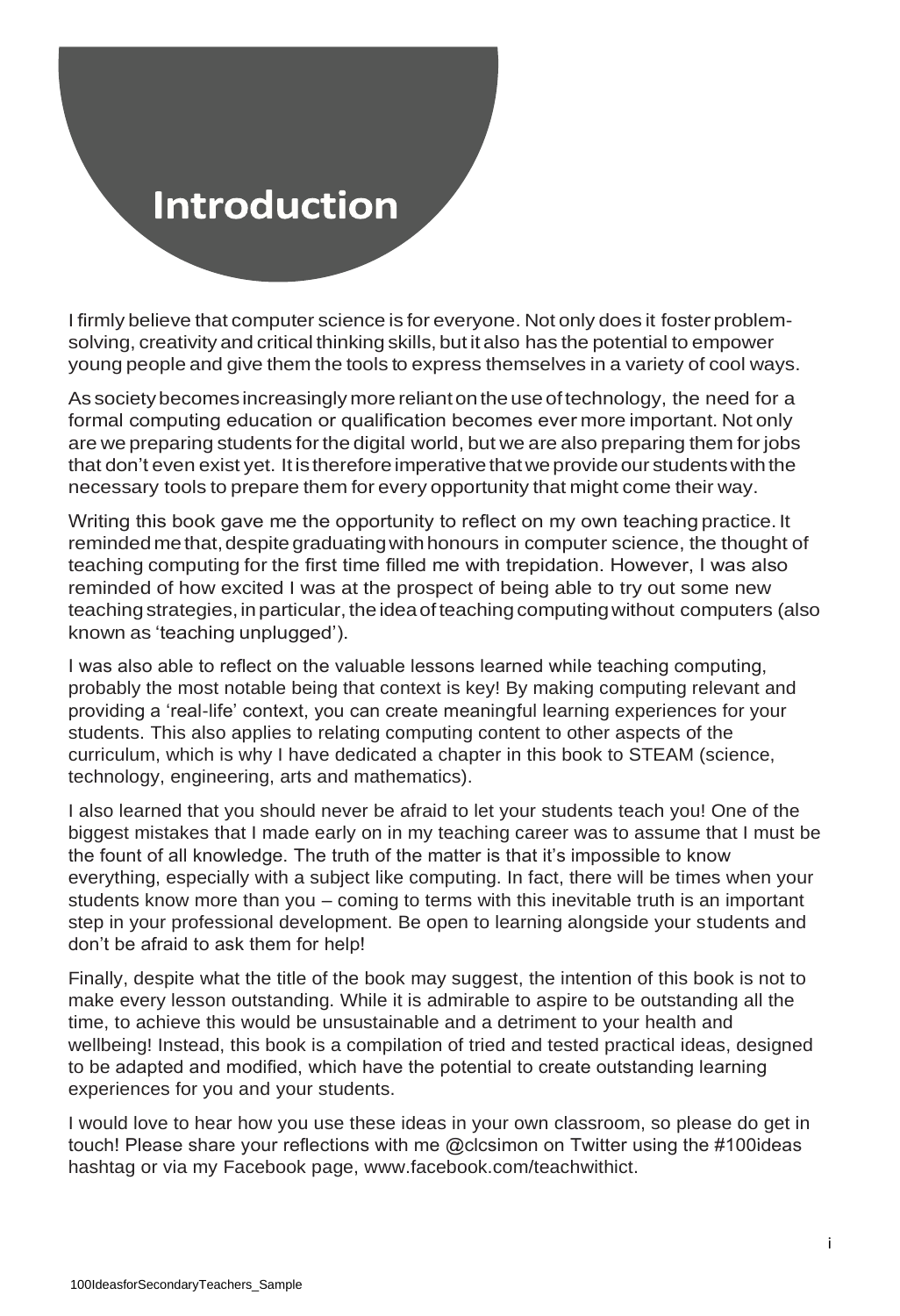# Introduction

I firmly believe that computer science is for everyone. Not only does it foster problem-solving, creativity and critical thinking skills, but it also has the potential to empower young people and give them the tools to express themselves in a variety of cool ways.

As society becomes increasingly more reliant on the use of technology, the need for a formal computing education or qualification becomes ever more important. Not only are we preparing students for the digital world, but we are also preparing them for jobs that don't even exist yet. It is therefore imperative that we provide our students with the necessary tools to prepare them for every opportunity that might come their way.

Writing this book gave me the opportunity to reflect on my own teaching practice. It reminded me that, despite graduating with honours in computer science, the thought of teaching computing for the first time filled me with trepidation. However, I was also reminded of how excited I was at the prospect of being able to try out some new teaching strategies, in particular, the idea of teaching computing without computers (also known as 'teaching unplugged').

I was also able to reflect on the valuable lessons learned while teaching computing, probably the most notable being that context is key! By making computing relevant and providing a 'real-life' context, you can create meaningful learning experiences for your students. This also applies to relating computing content to other aspects of the curriculum, which is why I have dedicated a chapter in this book to STEAM (science, technology, engineering, arts and mathematics).

I also learned that you should never be afraid to let your students teach you! One of the biggest mistakes that I made early on in my teaching career was to assume that I must be the fount of all knowledge. The truth of the matter is that it's impossible to know everything, especially with a subject like computing. In fact, there will be times when your students know more than you – coming to terms with this inevitable truth is an important step in your professional development. Be open to learning alongside your students and don't be afraid to ask them for help!

Finally, despite what the title of the book may suggest, the intention of this book is not to make every lesson outstanding. While it is admirable to aspire to be outstanding all the time, to achieve this would be unsustainable and a detriment to your health and wellbeing! Instead, this book is a compilation of tried and tested practical ideas, designed to be adapted and modified, which have the potential to create outstanding learning experiences for you and your students.

I would love to hear how you use these ideas in your own classroom, so please do get in touch! Please share your reflections with me @clcsimon on Twitter using the #100ideas hashtag or via my Facebook page, www.facebook.com/teachwithict.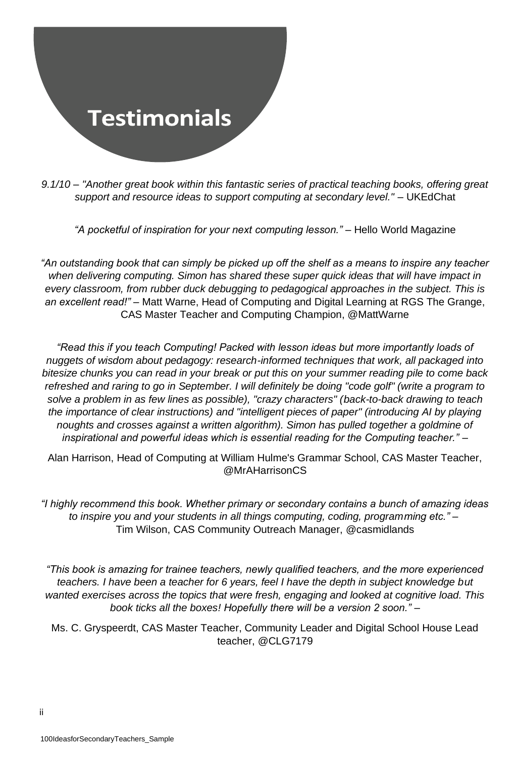# Testimonials

*9.1/10 – "Another great book within this fantastic series of practical teaching books, offering great support and resource ideas to support computing at secondary level."* – UKEdChat

*"A pocketful of inspiration for your next computing lesson."* – Hello World Magazine

*"An outstanding book that can simply be picked up off the shelf as a means to inspire any teacher when delivering computing. Simon has shared these super quick ideas that will have impact in every classroom, from rubber duck debugging to pedagogical approaches in the subject. This is an excellent read!"* – Matt Warne, Head of Computing and Digital Learning at RGS The Grange, CAS Master Teacher and Computing Champion, @MattWarne

*"Read this if you teach Computing! Packed with lesson ideas but more importantly loads of nuggets of wisdom about pedagogy: research-informed techniques that work, all packaged into bitesize chunks you can read in your break or put this on your summer reading pile to come back refreshed and raring to go in September. I will definitely be doing "code golf" (write a program to solve a problem in as few lines as possible), "crazy characters" (back-to-back drawing to teach the importance of clear instructions) and "intelligent pieces of paper" (introducing AI by playing noughts and crosses against a written algorithm). Simon has pulled together a goldmine of inspirational and powerful ideas which is essential reading for the Computing teacher."* –

Alan Harrison, Head of Computing at William Hulme's Grammar School, CAS Master Teacher, @MrAHarrisonCS

*"I highly recommend this book. Whether primary or secondary contains a bunch of amazing ideas to inspire you and your students in all things computing, coding, programming etc."* – Tim Wilson, CAS Community Outreach Manager, @casmidlands

*"This book is amazing for trainee teachers, newly qualified teachers, and the more experienced teachers. I have been a teacher for 6 years, feel I have the depth in subject knowledge but wanted exercises across the topics that were fresh, engaging and looked at cognitive load. This book ticks all the boxes! Hopefully there will be a version 2 soon."* –

Ms. C. Gryspeerdt, CAS Master Teacher, Community Leader and Digital School House Lead teacher, @CLG7179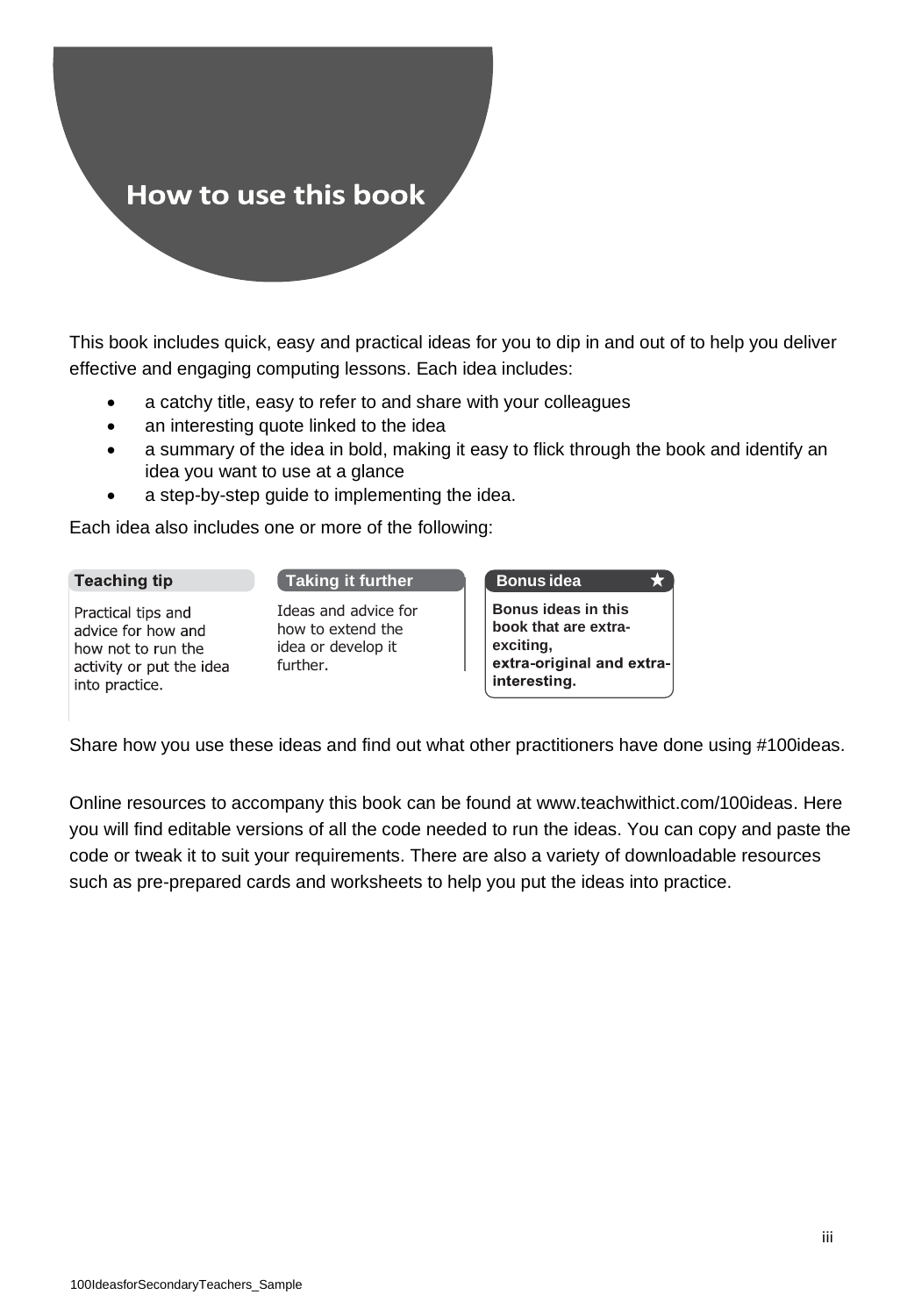# How to use this book

This book includes quick, easy and practical ideas for you to dip in and out of to help you deliver effective and engaging computing lessons. Each idea includes:

- a catchy title, easy to refer to and share with your colleagues
- an interesting quote linked to the idea
- a summary of the idea in bold, making it easy to flick through the book and identify an idea you want to use at a glance
- a step-by-step guide to implementing the idea.

Each idea also includes one or more of the following:

**Teaching tip**

Practical tips and advice for how and how not to run the activity or put the idea into practice.

**Taking it further**

Ideas and advice for how to extend the idea or develop it further.

**Bonus idea** ★

**Bonus ideas in this book that are extra-exciting, extra-original and extra-interesting.**

Share how you use these ideas and find out what other practitioners have done using #100ideas.

Online resources to accompany this book can be found at www.teachwithict.com/100ideas. Here you will find editable versions of all the code needed to run the ideas. You can copy and paste the code or tweak it to suit your requirements. There are also a variety of downloadable resources such as pre-prepared cards and worksheets to help you put the ideas into practice.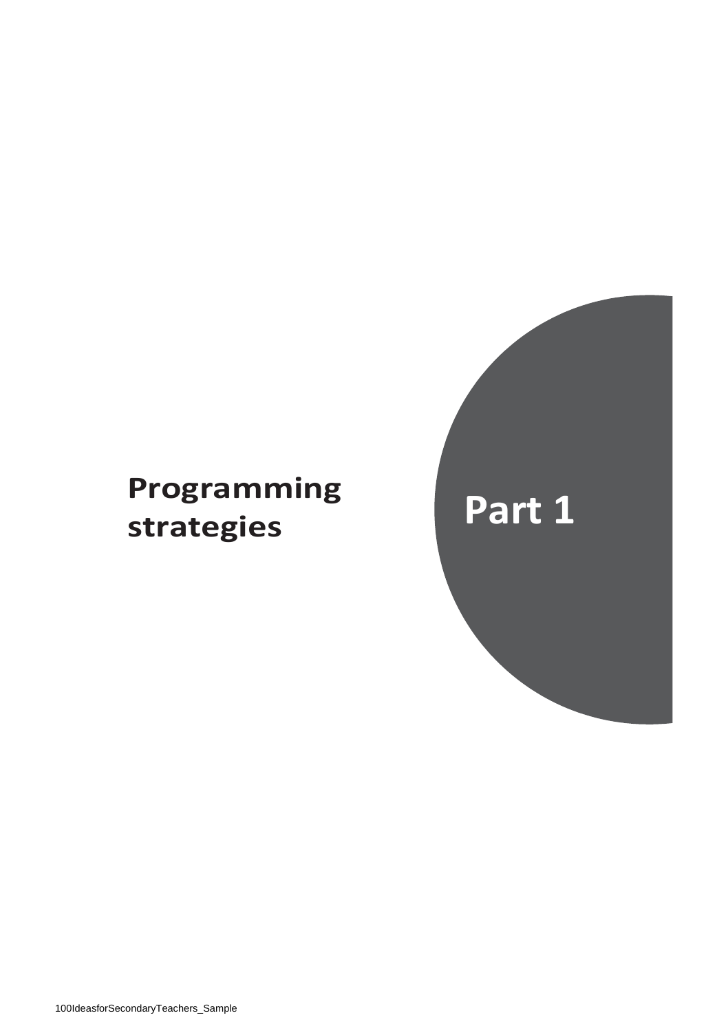# Part 1

# Programming strategies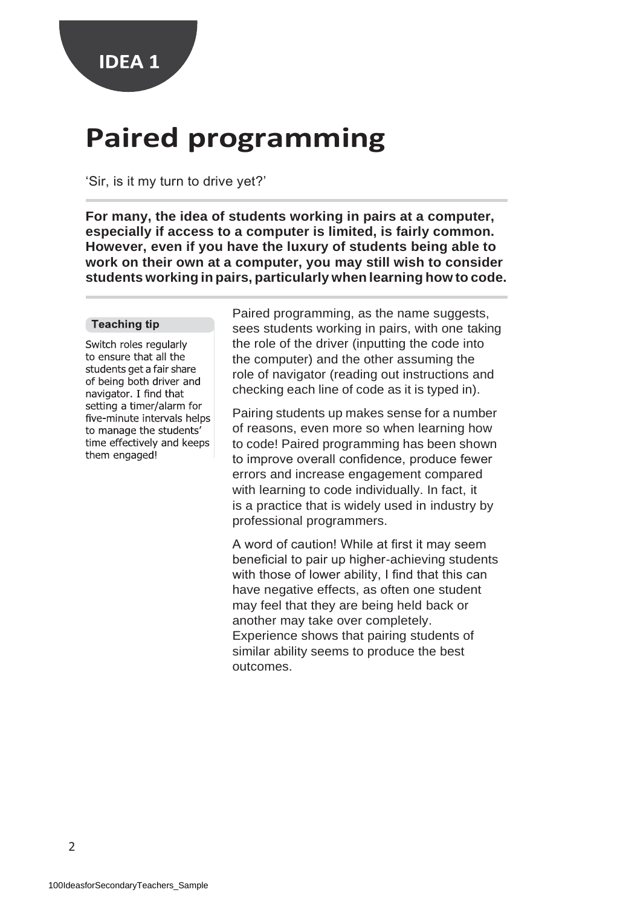IDEA 1

# Paired programming

'Sir, is it my turn to drive yet?'

**For many, the idea of students working in pairs at a computer, especially if access to a computer is limited, is fairly common. However, even if you have the luxury of students being able to work on their own at a computer, you may still wish to consider students working in pairs, particularly when learning how to code.**

**Teaching tip**

Switch roles regularly to ensure that all the students get a fair share of being both driver and navigator. I find that setting a timer/alarm for five-minute intervals helps to manage the students' time effectively and keeps them engaged!

Paired programming, as the name suggests, sees students working in pairs, with one taking the role of the driver (inputting the code into the computer) and the other assuming the role of navigator (reading out instructions and checking each line of code as it is typed in).

Pairing students up makes sense for a number of reasons, even more so when learning how to code! Paired programming has been shown to improve overall confidence, produce fewer errors and increase engagement compared with learning to code individually. In fact, it is a practice that is widely used in industry by professional programmers.

A word of caution! While at first it may seem beneficial to pair up higher-achieving students with those of lower ability, I find that this can have negative effects, as often one student may feel that they are being held back or another may take over completely. Experience shows that pairing students of similar ability seems to produce the best outcomes.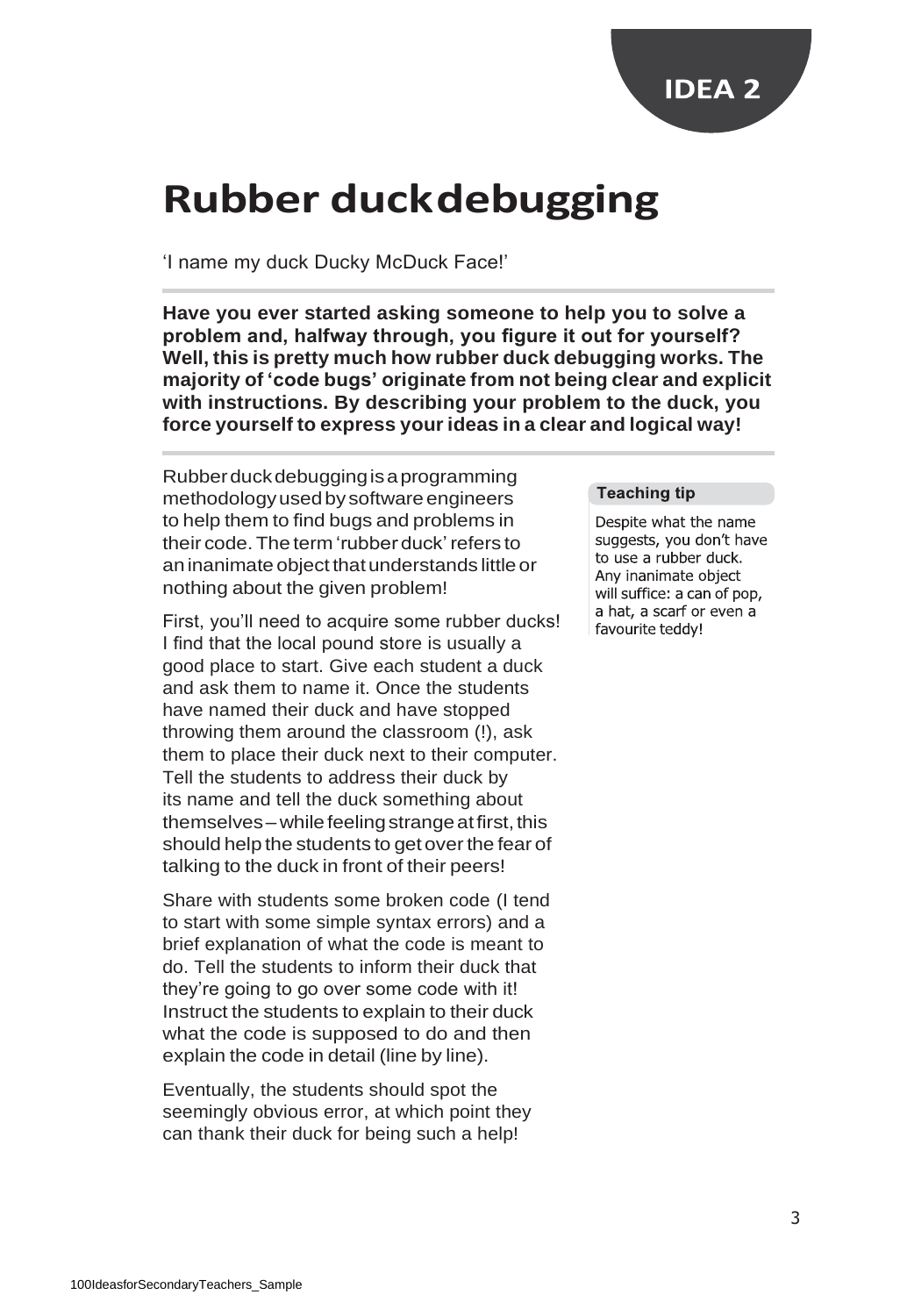IDEA 2

# Rubber duck debugging

'I name my duck Ducky McDuck Face!'

**Have you ever started asking someone to help you to solve a problem and, halfway through, you figure it out for yourself? Well, this is pretty much how rubber duck debugging works. The majority of 'code bugs' originate from not being clear and explicit with instructions. By describing your problem to the duck, you force yourself to express your ideas in a clear and logical way!**

Rubber duck debugging is a programming methodology used by software engineers to help them to find bugs and problems in their code. The term 'rubber duck' refers to an inanimate object that understands little or nothing about the given problem!

First, you'll need to acquire some rubber ducks! I find that the local pound store is usually a good place to start. Give each student a duck and ask them to name it. Once the students have named their duck and have stopped throwing them around the classroom (!), ask them to place their duck next to their computer. Tell the students to address their duck by its name and tell the duck something about themselves – while feeling strange at first, this should help the students to get over the fear of talking to the duck in front of their peers!

Share with students some broken code (I tend to start with some simple syntax errors) and a brief explanation of what the code is meant to do. Tell the students to inform their duck that they're going to go over some code with it! Instruct the students to explain to their duck what the code is supposed to do and then explain the code in detail (line by line).

Eventually, the students should spot the seemingly obvious error, at which point they can thank their duck for being such a help!

**Teaching tip**

Despite what the name suggests, you don't have to use a rubber duck. Any inanimate object will suffice: a can of pop, a hat, a scarf or even a favourite teddy!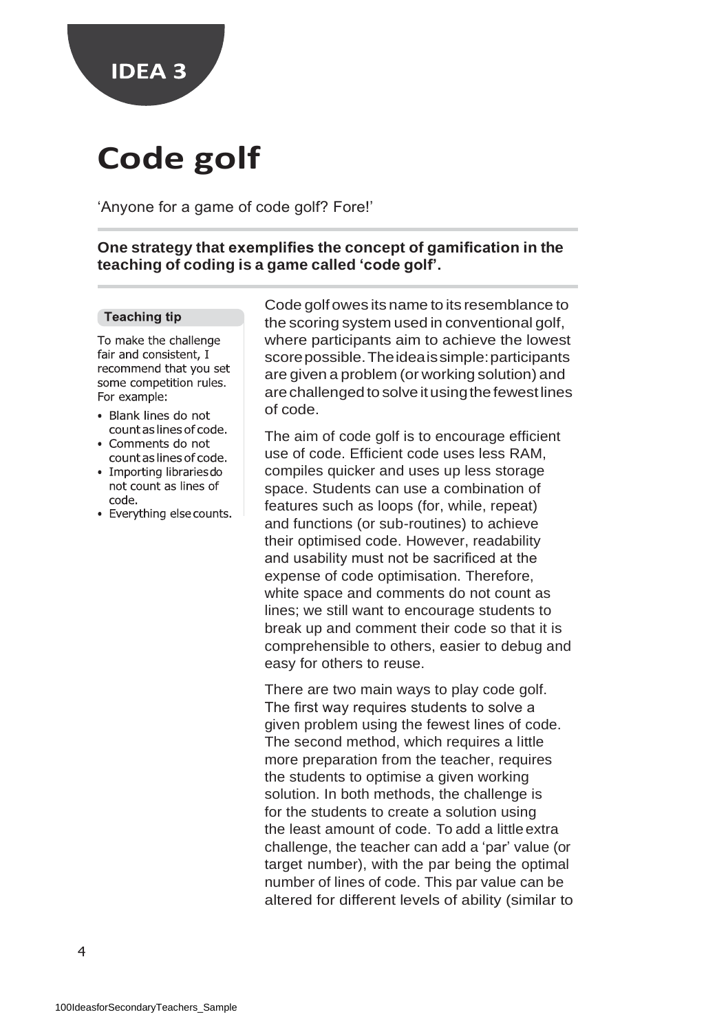IDEA 3

# Code golf

'Anyone for a game of code golf? Fore!'

**One strategy that exemplifies the concept of gamification in the teaching of coding is a game called 'code golf'.**

Code golf owes its name to its resemblance to the scoring system used in conventional golf, where participants aim to achieve the lowest score possible. The idea is simple: participants are given a problem (or working solution) and are challenged to solve it using the fewest lines of code.

The aim of code golf is to encourage efficient use of code. Efficient code uses less RAM, compiles quicker and uses up less storage space. Students can use a combination of features such as loops (for, while, repeat) and functions (or sub-routines) to achieve their optimised code. However, readability and usability must not be sacrificed at the expense of code optimisation. Therefore, white space and comments do not count as lines; we still want to encourage students to break up and comment their code so that it is comprehensible to others, easier to debug and easy for others to reuse.

There are two main ways to play code golf. The first way requires students to solve a given problem using the fewest lines of code. The second method, which requires a little more preparation from the teacher, requires the students to optimise a given working solution. In both methods, the challenge is for the students to create a solution using the least amount of code. To add a little extra challenge, the teacher can add a 'par' value (or target number), with the par being the optimal number of lines of code. This par value can be altered for different levels of ability (similar to

**Teaching tip**

To make the challenge fair and consistent, I recommend that you set some competition rules. For example:

- Blank lines do not count as lines of code.
- Comments do not count as lines of code.
- Importing libraries do not count as lines of code.
- Everything else counts.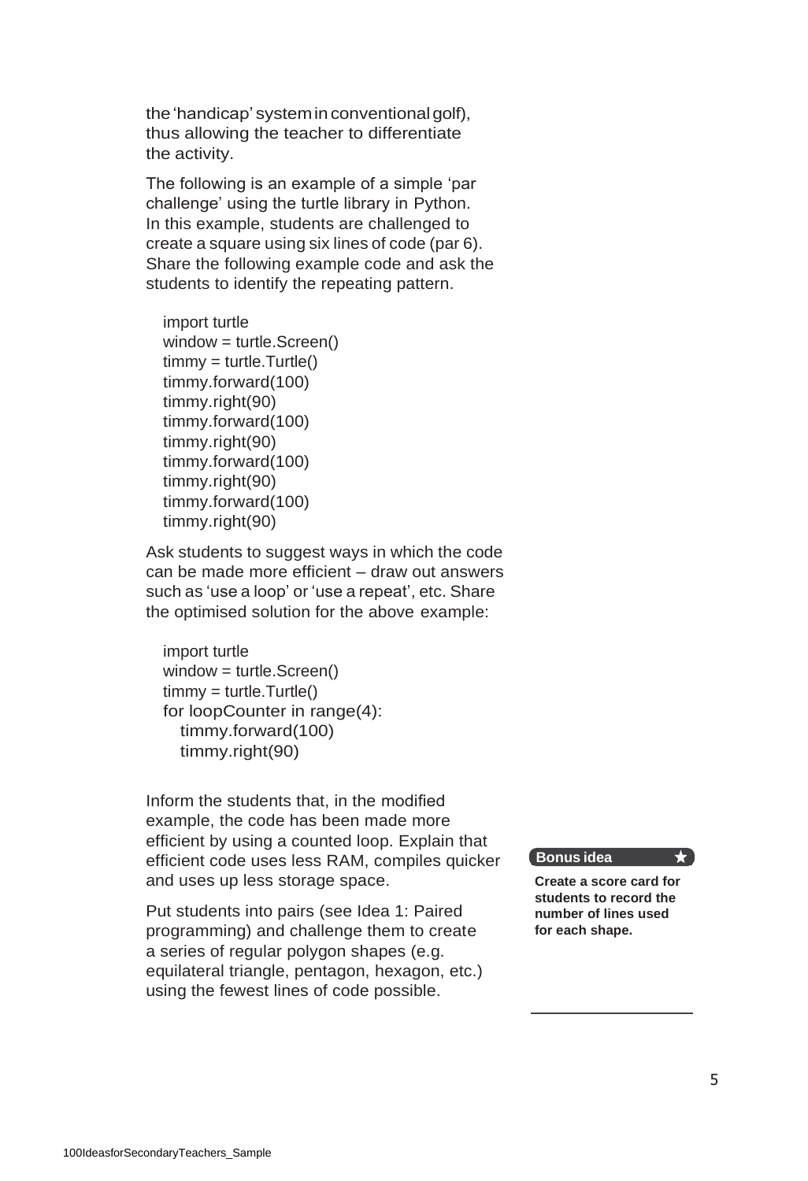the 'handicap' system in conventional golf), thus allowing the teacher to differentiate the activity.

The following is an example of a simple 'par challenge' using the turtle library in Python. In this example, students are challenged to create a square using six lines of code (par 6). Share the following example code and ask the students to identify the repeating pattern.

```
import turtle
window = turtle.Screen()
timmy = turtle.Turtle()
timmy.forward(100)
timmy.right(90)
timmy.forward(100)
timmy.right(90)
timmy.forward(100)
timmy.right(90)
timmy.forward(100)
timmy.right(90)
```

Ask students to suggest ways in which the code can be made more efficient – draw out answers such as 'use a loop' or 'use a repeat', etc. Share the optimised solution for the above example:

```
import turtle
window = turtle.Screen()
timmy = turtle.Turtle()
for loopCounter in range(4):
    timmy.forward(100)
    timmy.right(90)
```

Inform the students that, in the modified example, the code has been made more efficient by using a counted loop. Explain that efficient code uses less RAM, compiles quicker and uses up less storage space.

Put students into pairs (see Idea 1: Paired programming) and challenge them to create a series of regular polygon shapes (e.g. equilateral triangle, pentagon, hexagon, etc.) using the fewest lines of code possible.

**Bonus idea** ★

**Create a score card for students to record the number of lines used for each shape.**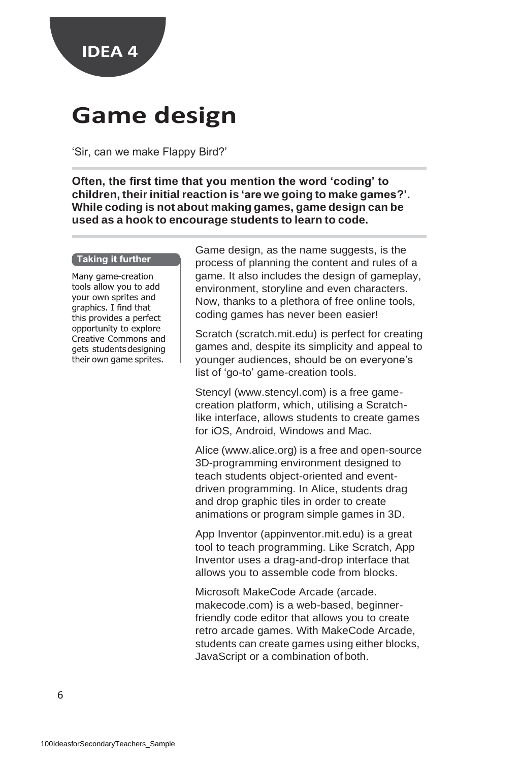**IDEA 4**

# Game design

'Sir, can we make Flappy Bird?'

**Often, the first time that you mention the word 'coding' to children, their initial reaction is 'are we going to make games?'. While coding is not about making games, game design can be used as a hook to encourage students to learn to code.**

Game design, as the name suggests, is the process of planning the content and rules of a game. It also includes the design of gameplay, environment, storyline and even characters. Now, thanks to a plethora of free online tools, coding games has never been easier!

Scratch (scratch.mit.edu) is perfect for creating games and, despite its simplicity and appeal to younger audiences, should be on everyone's list of 'go-to' game-creation tools.

Stencyl (www.stencyl.com) is a free game-creation platform, which, utilising a Scratch-like interface, allows students to create games for iOS, Android, Windows and Mac.

Alice (www.alice.org) is a free and open-source 3D-programming environment designed to teach students object-oriented and event-driven programming. In Alice, students drag and drop graphic tiles in order to create animations or program simple games in 3D.

App Inventor (appinventor.mit.edu) is a great tool to teach programming. Like Scratch, App Inventor uses a drag-and-drop interface that allows you to assemble code from blocks.

Microsoft MakeCode Arcade (arcade.makecode.com) is a web-based, beginner-friendly code editor that allows you to create retro arcade games. With MakeCode Arcade, students can create games using either blocks, JavaScript or a combination of both.

**Taking it further**

Many game-creation tools allow you to add your own sprites and graphics. I find that this provides a perfect opportunity to explore Creative Commons and gets students designing their own game sprites.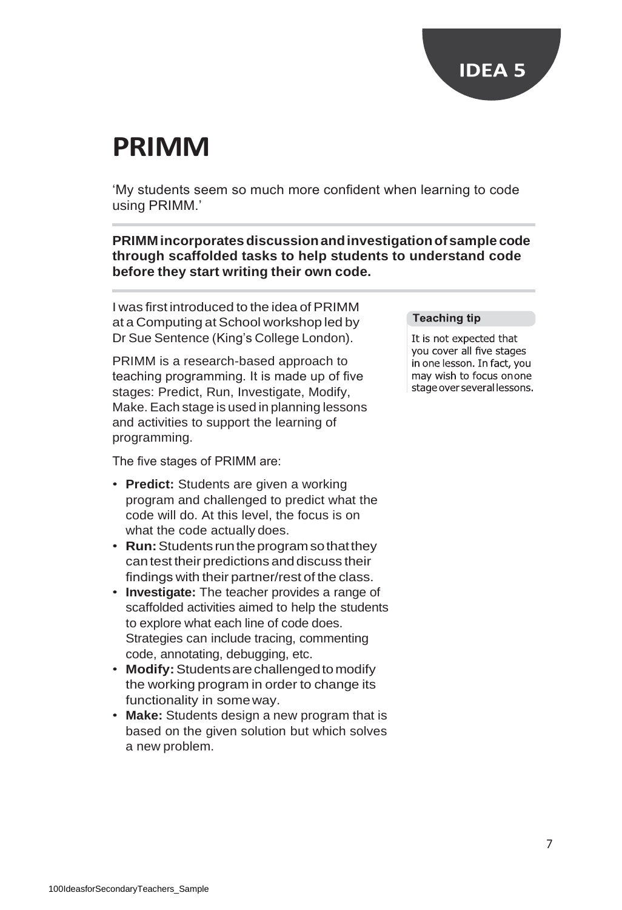IDEA 5

# PRIMM

'My students seem so much more confident when learning to code using PRIMM.'

**PRIMM incorporates discussion and investigation of sample code through scaffolded tasks to help students to understand code before they start writing their own code.**

I was first introduced to the idea of PRIMM at a Computing at School workshop led by Dr Sue Sentence (King's College London).

PRIMM is a research-based approach to teaching programming. It is made up of five stages: Predict, Run, Investigate, Modify, Make. Each stage is used in planning lessons and activities to support the learning of programming.

The five stages of PRIMM are:

- **Predict:** Students are given a working program and challenged to predict what the code will do. At this level, the focus is on what the code actually does.
- **Run:** Students run the program so that they can test their predictions and discuss their findings with their partner/rest of the class.
- **Investigate:** The teacher provides a range of scaffolded activities aimed to help the students to explore what each line of code does. Strategies can include tracing, commenting code, annotating, debugging, etc.
- **Modify:** Students are challenged to modify the working program in order to change its functionality in some way.
- **Make:** Students design a new program that is based on the given solution but which solves a new problem.

**Teaching tip**

It is not expected that you cover all five stages in one lesson. In fact, you may wish to focus on one stage over several lessons.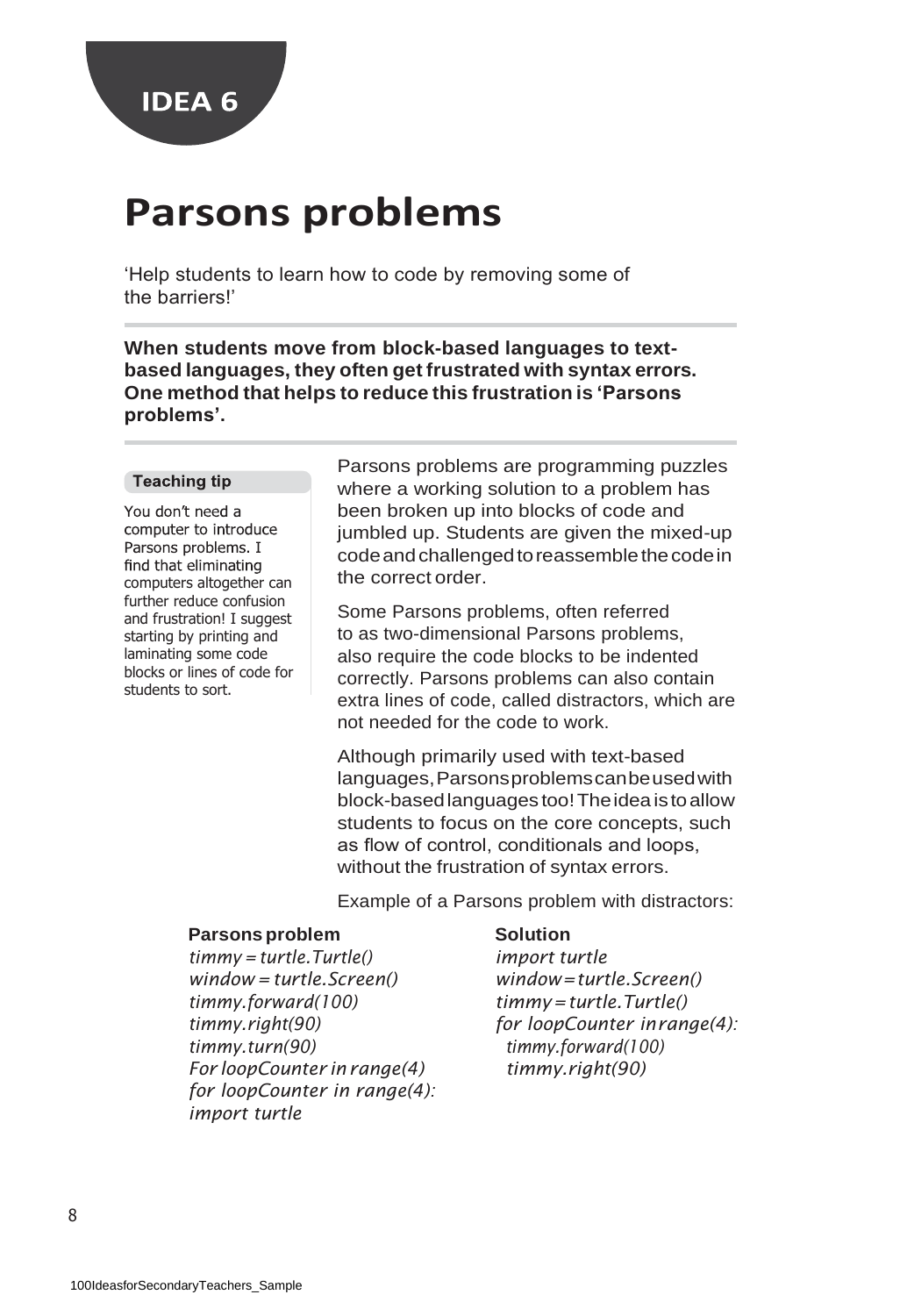## IDEA 6

# Parsons problems

'Help students to learn how to code by removing some of the barriers!'

**When students move from block-based languages to text-based languages, they often get frustrated with syntax errors. One method that helps to reduce this frustration is 'Parsons problems'.**

**Teaching tip**

You don't need a computer to introduce Parsons problems. I find that eliminating computers altogether can further reduce confusion and frustration! I suggest starting by printing and laminating some code blocks or lines of code for students to sort.

Parsons problems are programming puzzles where a working solution to a problem has been broken up into blocks of code and jumbled up. Students are given the mixed-up code and challenged to reassemble the code in the correct order.

Some Parsons problems, often referred to as two-dimensional Parsons problems, also require the code blocks to be indented correctly. Parsons problems can also contain extra lines of code, called distractors, which are not needed for the code to work.

Although primarily used with text-based languages, Parsons problems can be used with block-based languages too! The idea is to allow students to focus on the core concepts, such as flow of control, conditionals and loops, without the frustration of syntax errors.

Example of a Parsons problem with distractors:

**Parsons problem**

```
timmy = turtle.Turtle()
window = turtle.Screen()
timmy.forward(100)
timmy.right(90)
timmy.turn(90)
For loopCounter in range(4)
for loopCounter in range(4):
import turtle
```

**Solution**

```
import turtle
window=turtle.Screen()
timmy=turtle.Turtle()
for loopCounter in range(4):
  timmy.forward(100)
  timmy.right(90)
```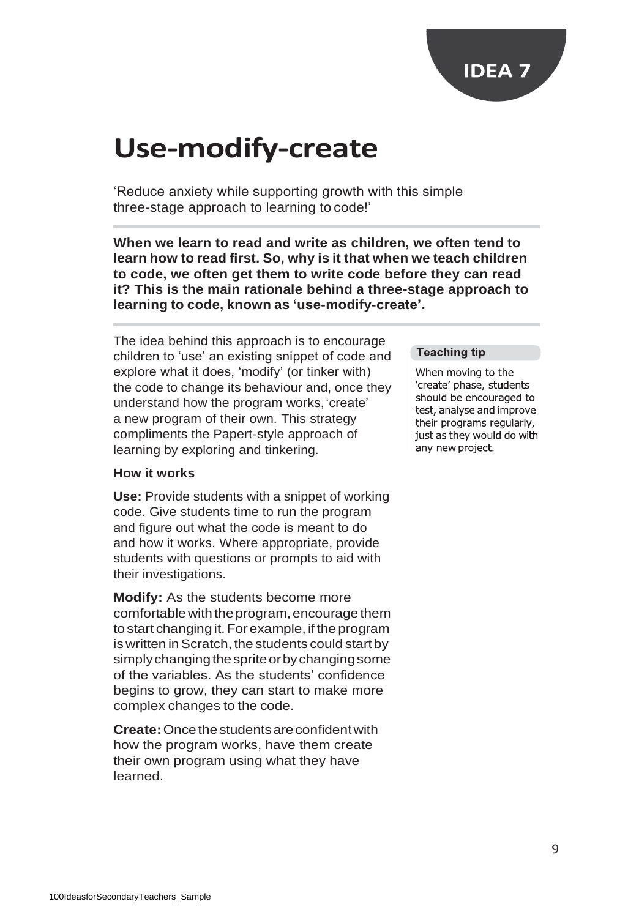IDEA 7

# Use-modify-create

'Reduce anxiety while supporting growth with this simple three-stage approach to learning to code!'

**When we learn to read and write as children, we often tend to learn how to read first. So, why is it that when we teach children to code, we often get them to write code before they can read it? This is the main rationale behind a three-stage approach to learning to code, known as 'use-modify-create'.**

The idea behind this approach is to encourage children to 'use' an existing snippet of code and explore what it does, 'modify' (or tinker with) the code to change its behaviour and, once they understand how the program works, 'create' a new program of their own. This strategy compliments the Papert-style approach of learning by exploring and tinkering.

**Teaching tip**

When moving to the 'create' phase, students should be encouraged to test, analyse and improve their programs regularly, just as they would do with any new project.

### How it works

**Use:** Provide students with a snippet of working code. Give students time to run the program and figure out what the code is meant to do and how it works. Where appropriate, provide students with questions or prompts to aid with their investigations.

**Modify:** As the students become more comfortable with the program, encourage them to start changing it. For example, if the program is written in Scratch, the students could start by simply changing the sprite or by changing some of the variables. As the students' confidence begins to grow, they can start to make more complex changes to the code.

**Create:** Once the students are confident with how the program works, have them create their own program using what they have learned.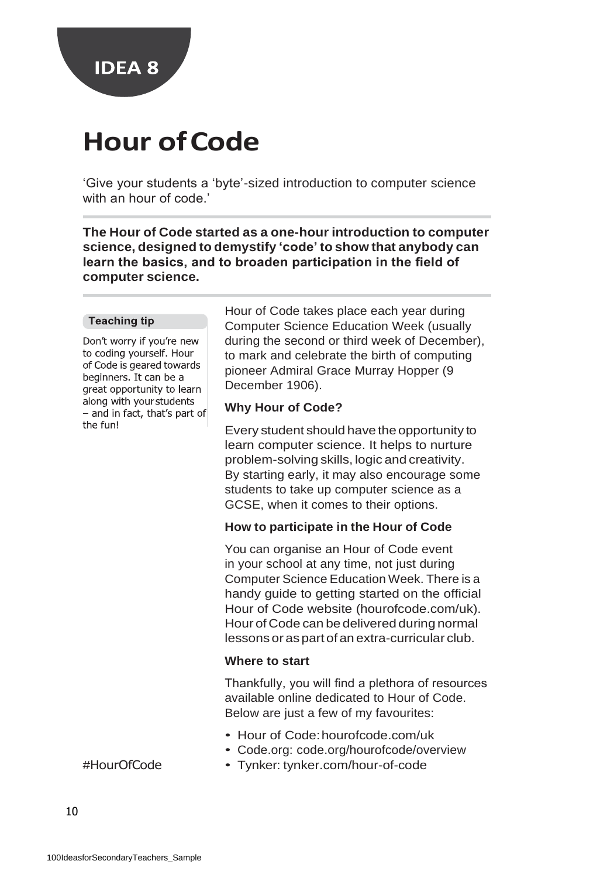IDEA 8

# Hour of Code

'Give your students a 'byte'-sized introduction to computer science with an hour of code.'

**The Hour of Code started as a one-hour introduction to computer science, designed to demystify 'code' to show that anybody can learn the basics, and to broaden participation in the field of computer science.**

**Teaching tip**

Don't worry if you're new to coding yourself. Hour of Code is geared towards beginners. It can be a great opportunity to learn along with your students – and in fact, that's part of the fun!

Hour of Code takes place each year during Computer Science Education Week (usually during the second or third week of December), to mark and celebrate the birth of computing pioneer Admiral Grace Murray Hopper (9 December 1906).

### Why Hour of Code?

Every student should have the opportunity to learn computer science. It helps to nurture problem-solving skills, logic and creativity. By starting early, it may also encourage some students to take up computer science as a GCSE, when it comes to their options.

### How to participate in the Hour of Code

You can organise an Hour of Code event in your school at any time, not just during Computer Science Education Week. There is a handy guide to getting started on the official Hour of Code website (hourofcode.com/uk). Hour of Code can be delivered during normal lessons or as part of an extra-curricular club.

### Where to start

Thankfully, you will find a plethora of resources available online dedicated to Hour of Code. Below are just a few of my favourites:

- Hour of Code: hourofcode.com/uk
- Code.org: code.org/hourofcode/overview
- Tynker: tynker.com/hour-of-code

#HourOfCode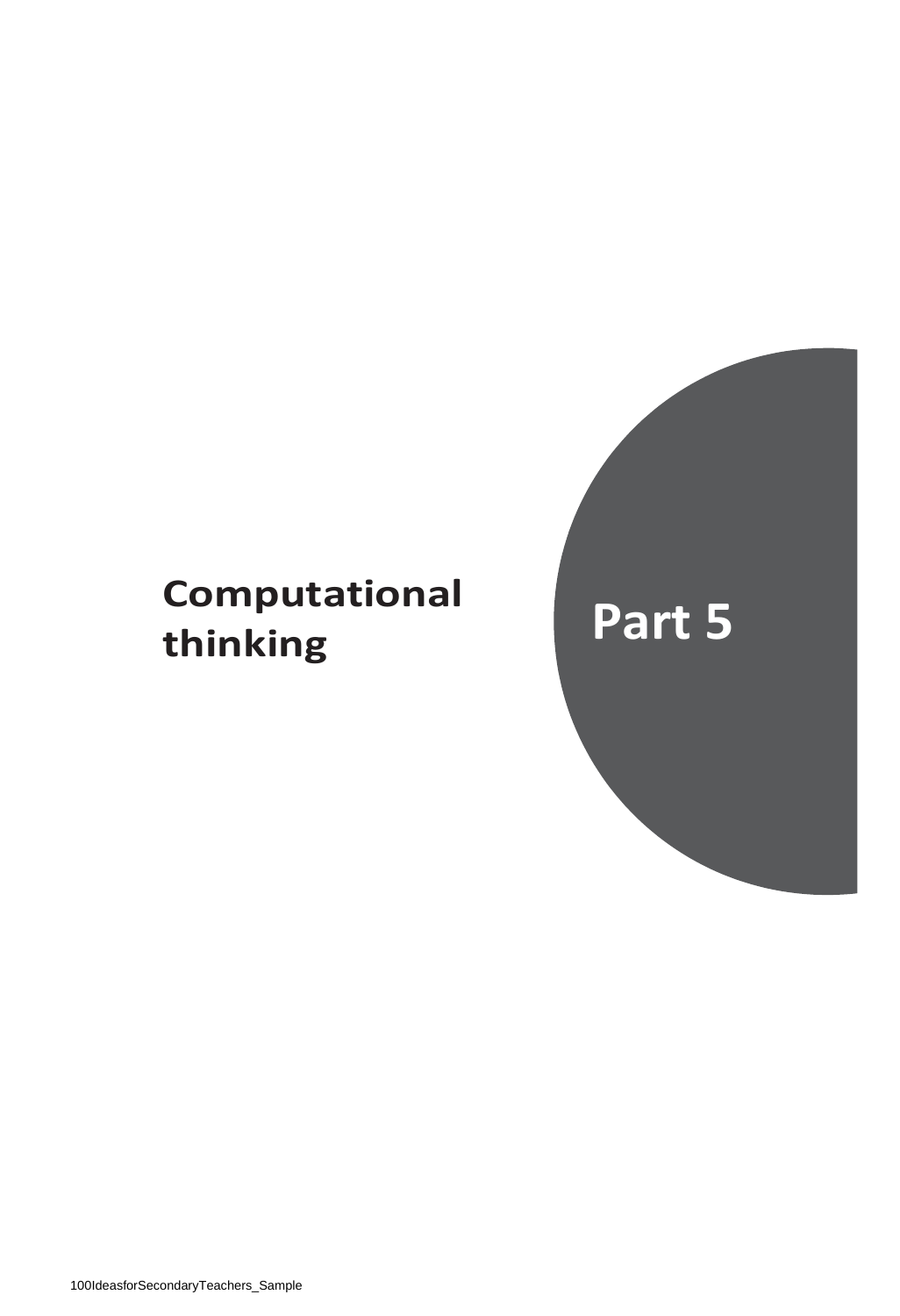# Computational thinking

# Part 5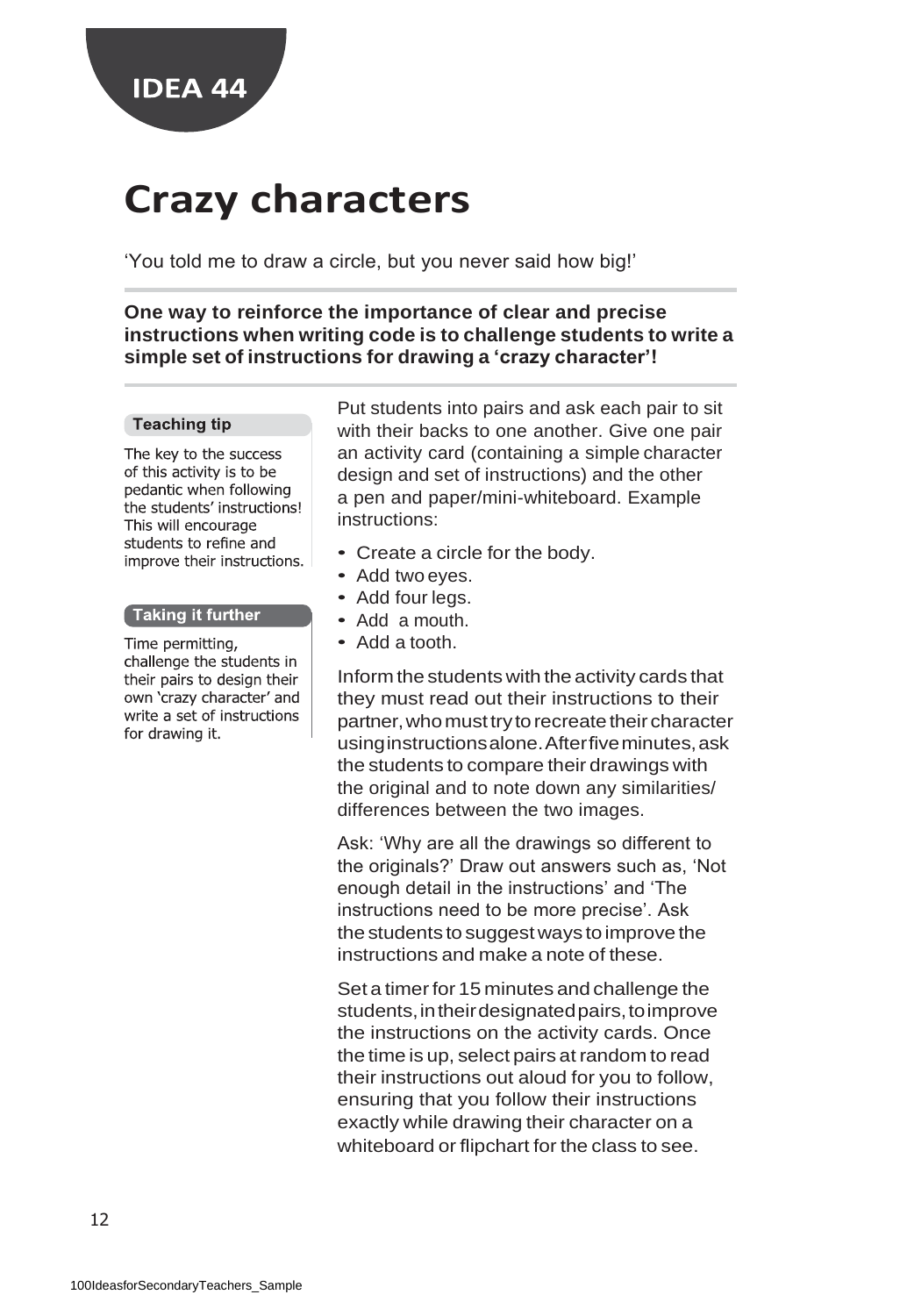**IDEA 44**

# Crazy characters

'You told me to draw a circle, but you never said how big!'

**One way to reinforce the importance of clear and precise instructions when writing code is to challenge students to write a simple set of instructions for drawing a 'crazy character'!**

Put students into pairs and ask each pair to sit with their backs to one another. Give one pair an activity card (containing a simple character design and set of instructions) and the other a pen and paper/mini-whiteboard. Example instructions:

- Create a circle for the body.
- Add two eyes.
- Add four legs.
- Add a mouth.
- Add a tooth.

Inform the students with the activity cards that they must read out their instructions to their partner, who must try to recreate their character using instructions alone. After five minutes, ask the students to compare their drawings with the original and to note down any similarities/ differences between the two images.

Ask: 'Why are all the drawings so different to the originals?' Draw out answers such as, 'Not enough detail in the instructions' and 'The instructions need to be more precise'. Ask the students to suggest ways to improve the instructions and make a note of these.

Set a timer for 15 minutes and challenge the students, in their designated pairs, to improve the instructions on the activity cards. Once the time is up, select pairs at random to read their instructions out aloud for you to follow, ensuring that you follow their instructions exactly while drawing their character on a whiteboard or flipchart for the class to see.

**Teaching tip**

The key to the success of this activity is to be pedantic when following the students' instructions! This will encourage students to refine and improve their instructions.

**Taking it further**

Time permitting, challenge the students in their pairs to design their own 'crazy character' and write a set of instructions for drawing it.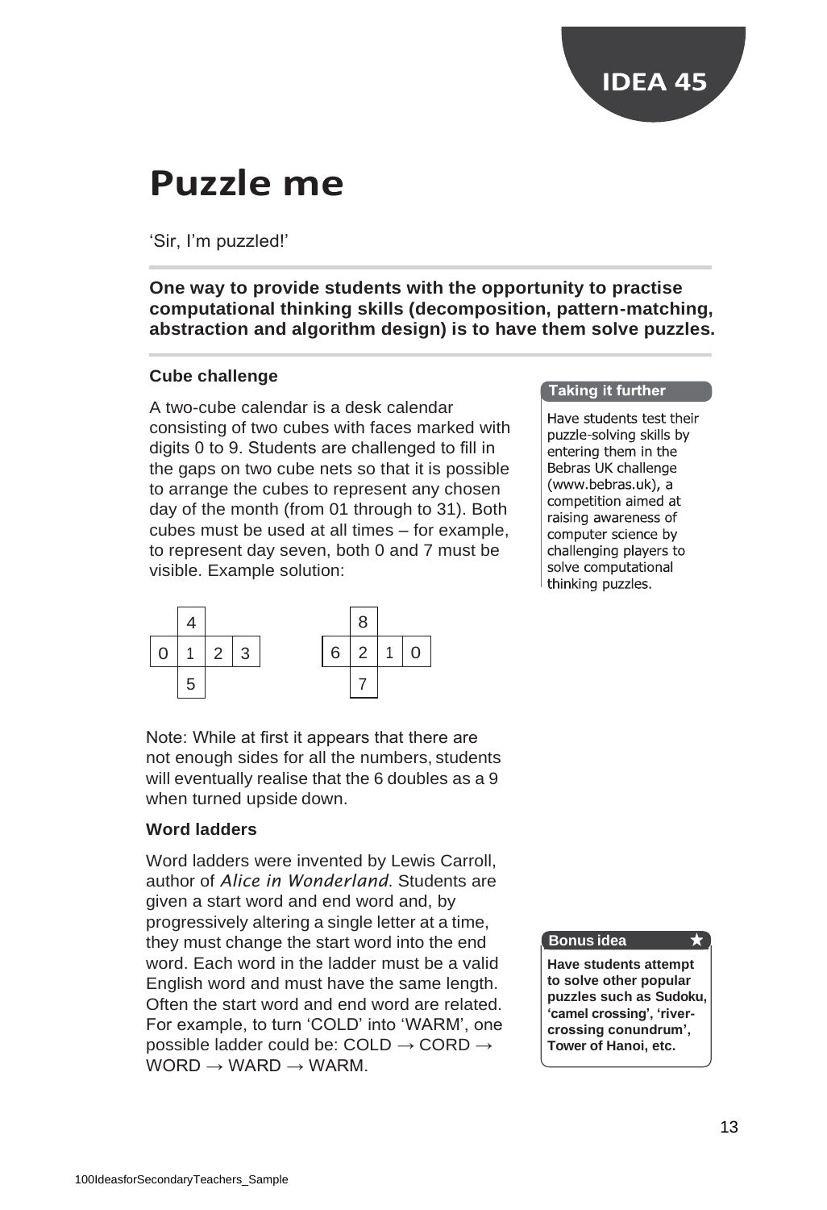IDEA 45

# Puzzle me

'Sir, I'm puzzled!'

**One way to provide students with the opportunity to practise computational thinking skills (decomposition, pattern-matching, abstraction and algorithm design) is to have them solve puzzles.**

### Cube challenge

A two-cube calendar is a desk calendar consisting of two cubes with faces marked with digits 0 to 9. Students are challenged to fill in the gaps on two cube nets so that it is possible to arrange the cubes to represent any chosen day of the month (from 01 through to 31). Both cubes must be used at all times – for example, to represent day seven, both 0 and 7 must be visible. Example solution:

| | 4 | | |
|---|---|---|---|
| 0 | 1 | 2 | 3 |
| | 5 | | |

| | 8 | | |
|---|---|---|---|
| 6 | 2 | 1 | 0 |
| | 7 | | |

Note: While at first it appears that there are not enough sides for all the numbers, students will eventually realise that the 6 doubles as a 9 when turned upside down.

### Word ladders

Word ladders were invented by Lewis Carroll, author of *Alice in Wonderland*. Students are given a start word and end word and, by progressively altering a single letter at a time, they must change the start word into the end word. Each word in the ladder must be a valid English word and must have the same length. Often the start word and end word are related. For example, to turn 'COLD' into 'WARM', one possible ladder could be: COLD → CORD → WORD → WARD → WARM.

**Taking it further**

Have students test their puzzle-solving skills by entering them in the Bebras UK challenge (www.bebras.uk), a competition aimed at raising awareness of computer science by challenging players to solve computational thinking puzzles.

**Bonus idea** ★

**Have students attempt to solve other popular puzzles such as Sudoku, 'camel crossing', 'river-crossing conundrum', Tower of Hanoi, etc.**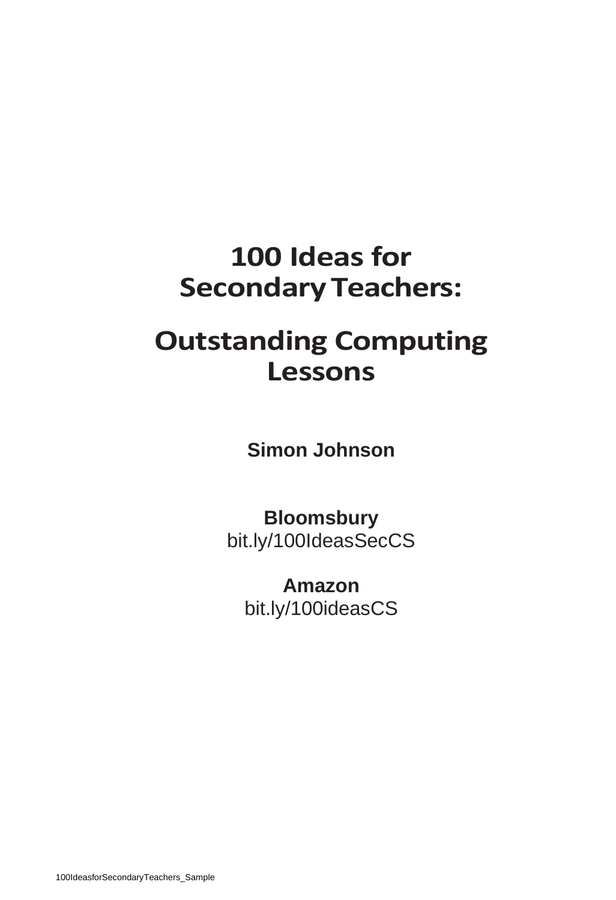# 100 Ideas for Secondary Teachers:

# Outstanding Computing Lessons

**Simon Johnson**

**Bloomsbury**
bit.ly/100IdeasSecCS

**Amazon**
bit.ly/100ideasCS

100IdeasforSecondaryTeachers_Sample